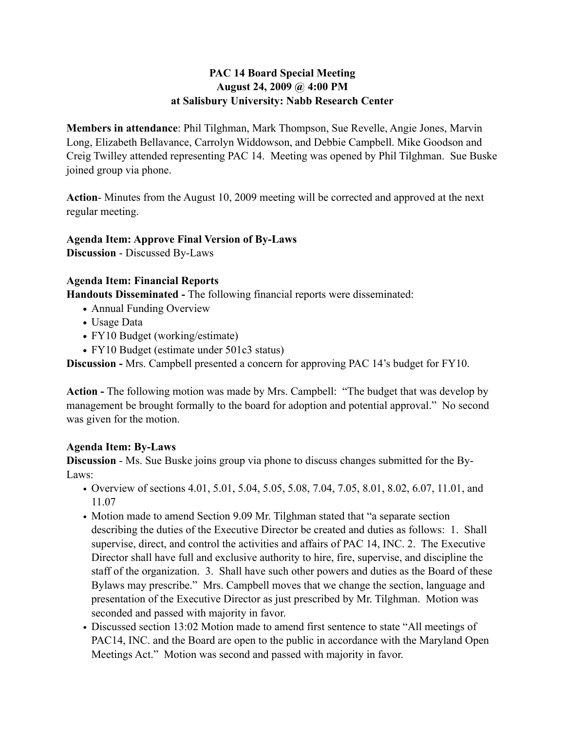**PAC 14 Board Special Meeting**
**August 24, 2009 @ 4:00 PM**
**at Salisbury University: Nabb Research Center**

**Members in attendance**: Phil Tilghman, Mark Thompson, Sue Revelle, Angie Jones, Marvin Long, Elizabeth Bellavance, Carrolyn Widdowson, and Debbie Campbell. Mike Goodson and Creig Twilley attended representing PAC 14. Meeting was opened by Phil Tilghman. Sue Buske joined group via phone.

**Action**- Minutes from the August 10, 2009 meeting will be corrected and approved at the next regular meeting.

**Agenda Item: Approve Final Version of By-Laws**
**Discussion** - Discussed By-Laws

**Agenda Item: Financial Reports**
**Handouts Disseminated -** The following financial reports were disseminated:

- Annual Funding Overview
- Usage Data
- FY10 Budget (working/estimate)
- FY10 Budget (estimate under 501c3 status)

**Discussion -** Mrs. Campbell presented a concern for approving PAC 14's budget for FY10.

**Action -** The following motion was made by Mrs. Campbell: "The budget that was develop by management be brought formally to the board for adoption and potential approval." No second was given for the motion.

**Agenda Item: By-Laws**
**Discussion** - Ms. Sue Buske joins group via phone to discuss changes submitted for the By-Laws:

- Overview of sections 4.01, 5.01, 5.04, 5.05, 5.08, 7.04, 7.05, 8.01, 8.02, 6.07, 11.01, and 11.07
- Motion made to amend Section 9.09 Mr. Tilghman stated that "a separate section describing the duties of the Executive Director be created and duties as follows: 1. Shall supervise, direct, and control the activities and affairs of PAC 14, INC. 2. The Executive Director shall have full and exclusive authority to hire, fire, supervise, and discipline the staff of the organization. 3. Shall have such other powers and duties as the Board of these Bylaws may prescribe." Mrs. Campbell moves that we change the section, language and presentation of the Executive Director as just prescribed by Mr. Tilghman. Motion was seconded and passed with majority in favor.
- Discussed section 13:02 Motion made to amend first sentence to state "All meetings of PAC14, INC. and the Board are open to the public in accordance with the Maryland Open Meetings Act." Motion was second and passed with majority in favor.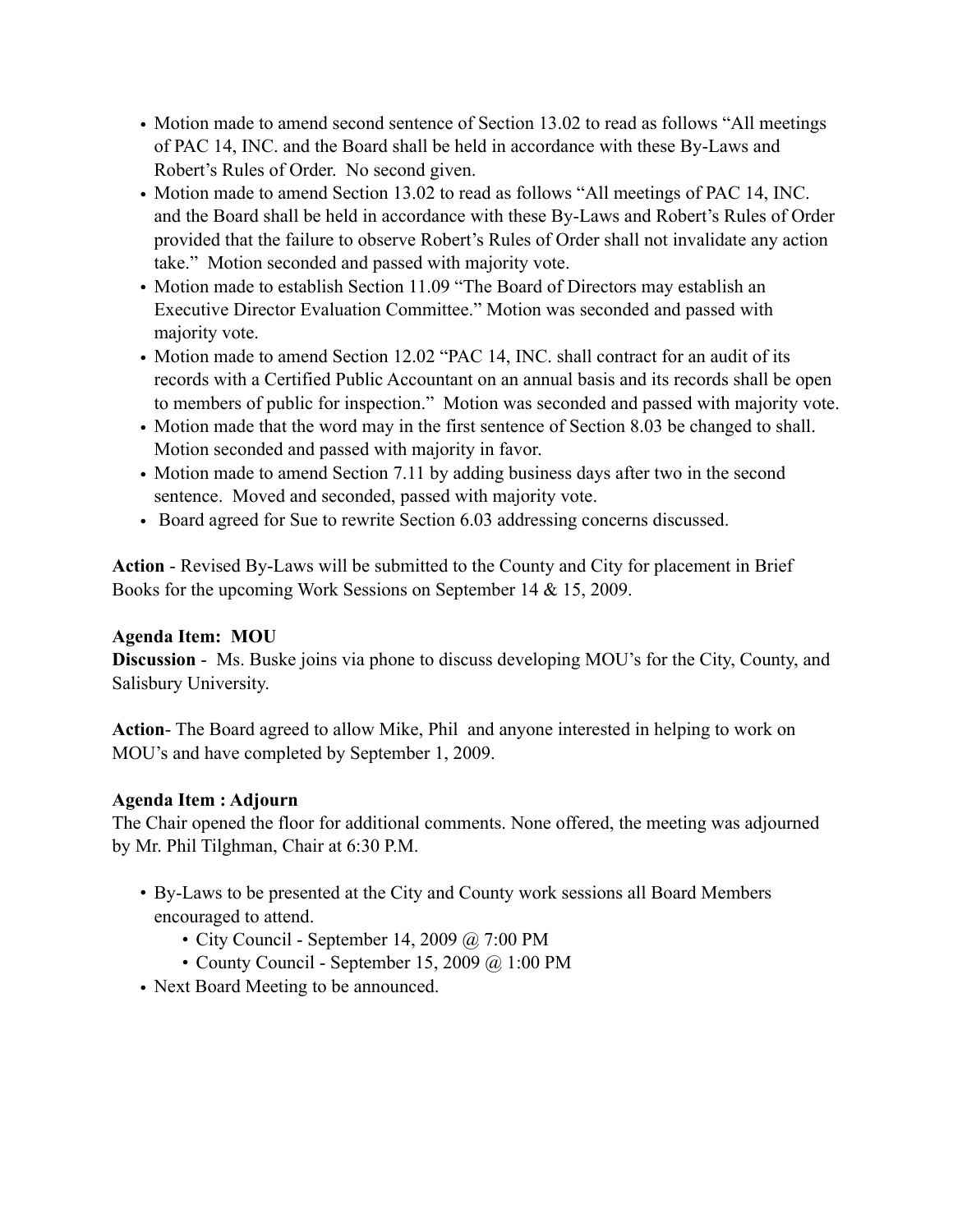- Motion made to amend second sentence of Section 13.02 to read as follows "All meetings of PAC 14, INC. and the Board shall be held in accordance with these By-Laws and Robert's Rules of Order. No second given.
- Motion made to amend Section 13.02 to read as follows "All meetings of PAC 14, INC. and the Board shall be held in accordance with these By-Laws and Robert's Rules of Order provided that the failure to observe Robert's Rules of Order shall not invalidate any action take." Motion seconded and passed with majority vote.
- Motion made to establish Section 11.09 "The Board of Directors may establish an Executive Director Evaluation Committee." Motion was seconded and passed with majority vote.
- Motion made to amend Section 12.02 "PAC 14, INC. shall contract for an audit of its records with a Certified Public Accountant on an annual basis and its records shall be open to members of public for inspection." Motion was seconded and passed with majority vote.
- Motion made that the word may in the first sentence of Section 8.03 be changed to shall. Motion seconded and passed with majority in favor.
- Motion made to amend Section 7.11 by adding business days after two in the second sentence. Moved and seconded, passed with majority vote.
- Board agreed for Sue to rewrite Section 6.03 addressing concerns discussed.

**Action** - Revised By-Laws will be submitted to the County and City for placement in Brief Books for the upcoming Work Sessions on September 14 & 15, 2009.

**Agenda Item: MOU**
**Discussion** - Ms. Buske joins via phone to discuss developing MOU's for the City, County, and Salisbury University.

**Action**- The Board agreed to allow Mike, Phil and anyone interested in helping to work on MOU's and have completed by September 1, 2009.

**Agenda Item : Adjourn**
The Chair opened the floor for additional comments. None offered, the meeting was adjourned by Mr. Phil Tilghman, Chair at 6:30 P.M.

- By-Laws to be presented at the City and County work sessions all Board Members encouraged to attend.
  - City Council - September 14, 2009 @ 7:00 PM
  - County Council - September 15, 2009 @ 1:00 PM
- Next Board Meeting to be announced.